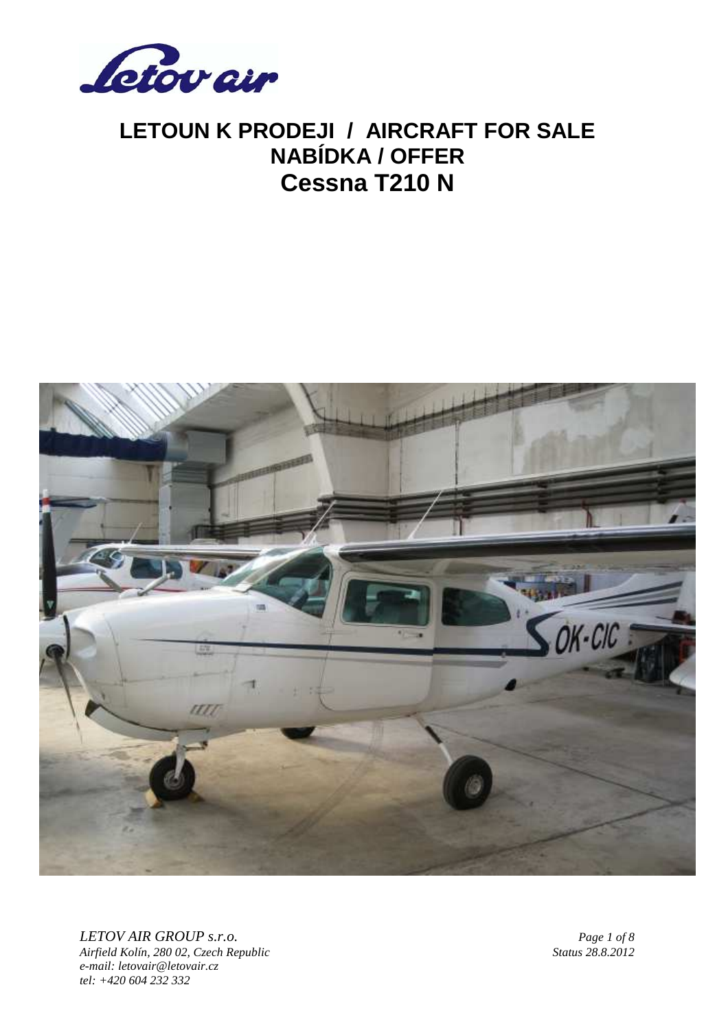# LETOUN K PRODEJI / AIRCRAFT FOR SALE
# NABÍDKA / OFFER
# Cessna T210 N

*LETOV AIR GROUP s.r.o.*
*Airfield Kolín, 280 02, Czech Republic*
*e-mail: letovair@letovair.cz*
*tel: +420 604 232 332*

*Status 28.8.2012*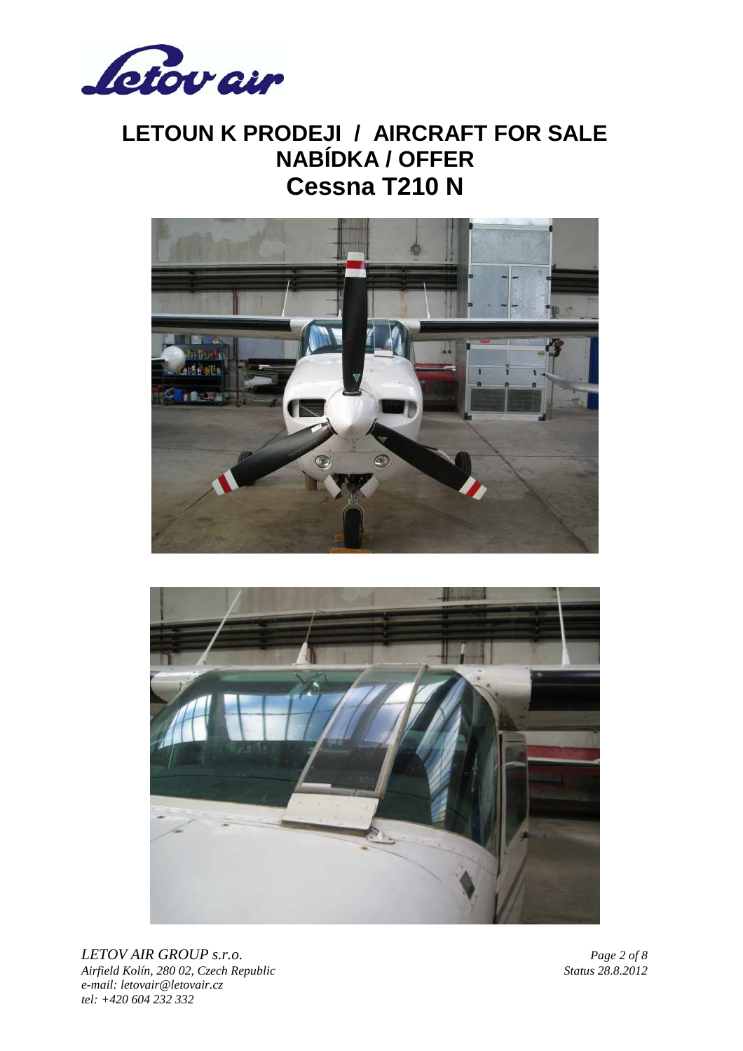# LETOUN K PRODEJI / AIRCRAFT FOR SALE
## NABÍDKA / OFFER
## Cessna T210 N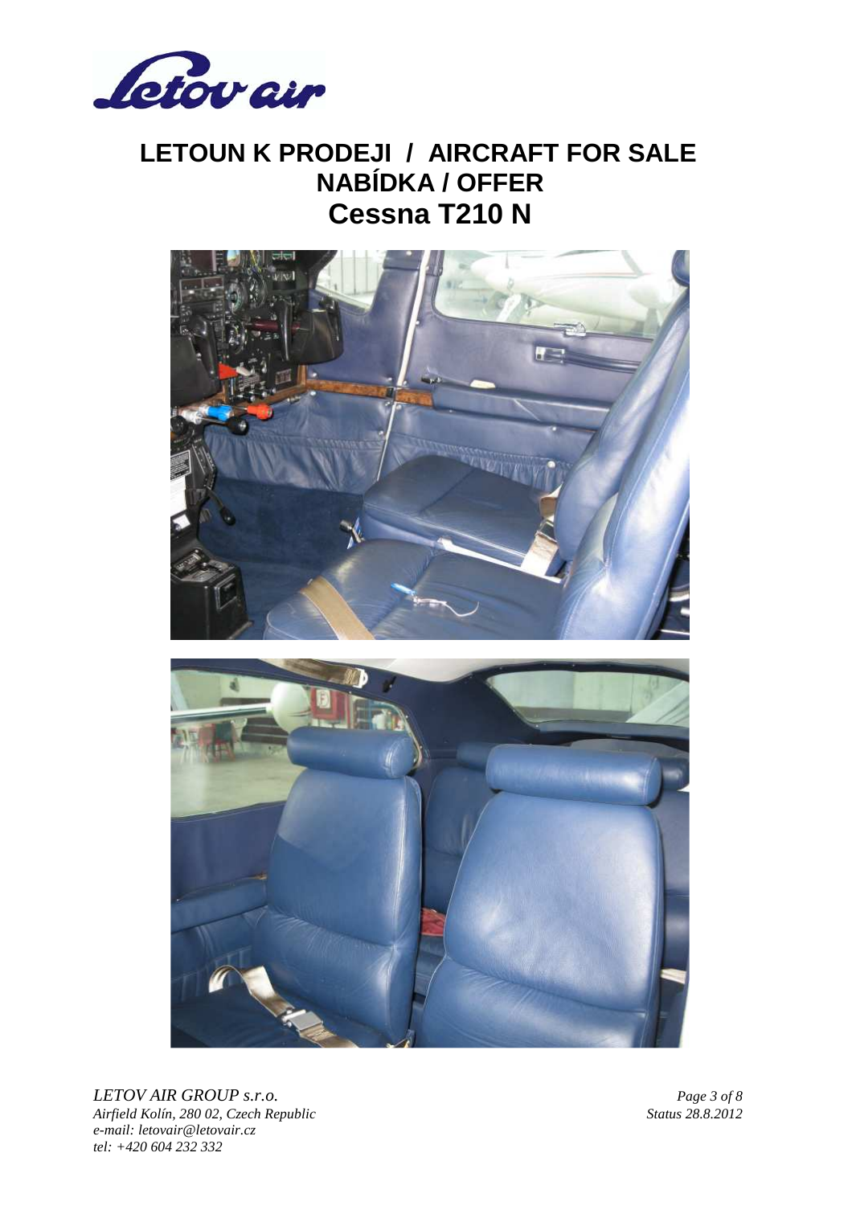# LETOUN K PRODEJI / AIRCRAFT FOR SALE
## NABÍDKA / OFFER
## Cessna T210 N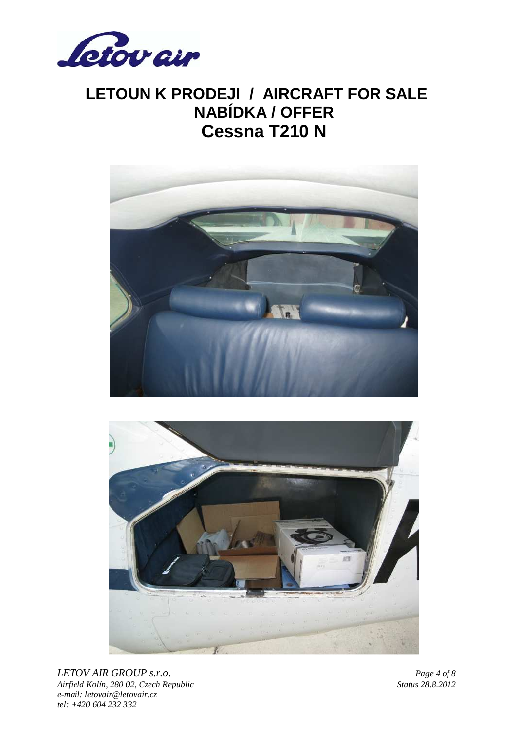# LETOUN K PRODEJI / AIRCRAFT FOR SALE
# NABÍDKA / OFFER
# Cessna T210 N

*LETOV AIR GROUP s.r.o.*
*Airfield Kolín, 280 02, Czech Republic*
*e-mail: letovair@letovair.cz*
*tel: +420 604 232 332*

*Status 28.8.2012*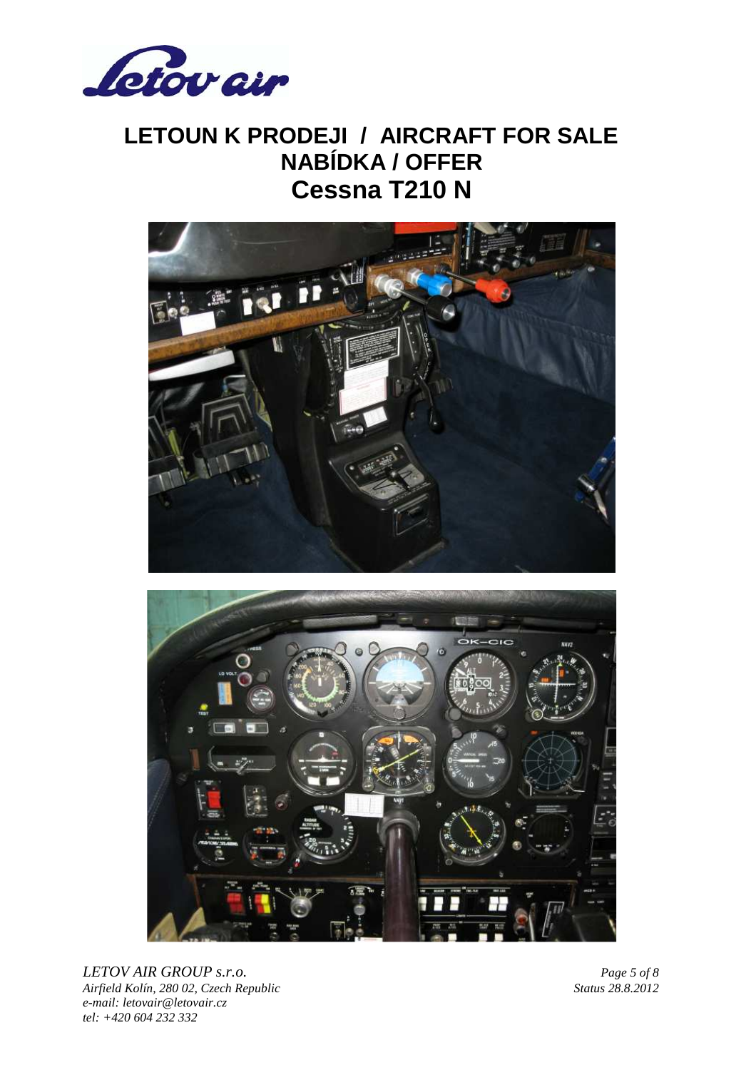# LETOUN K PRODEJI / AIRCRAFT FOR SALE
## NABÍDKA / OFFER
## Cessna T210 N

*LETOV AIR GROUP s.r.o.*
*Airfield Kolín, 280 02, Czech Republic*
*e-mail: letovair@letovair.cz*
*tel: +420 604 232 332*

*Status 28.8.2012*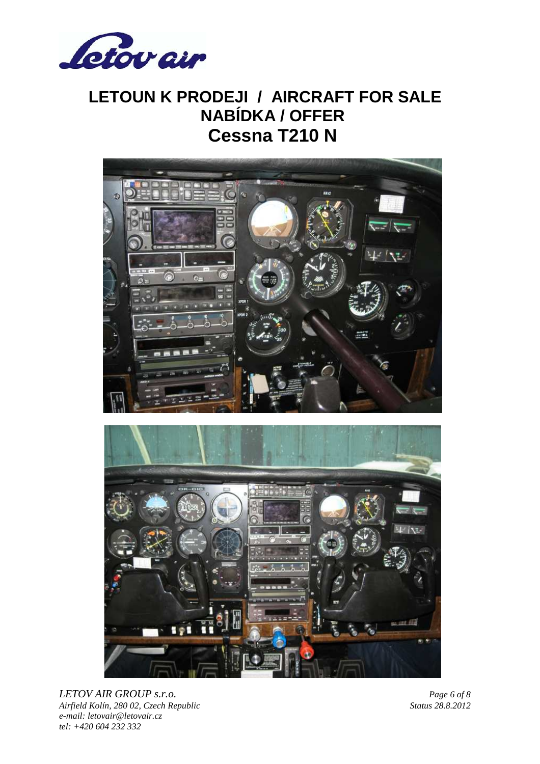# LETOUN K PRODEJI / AIRCRAFT FOR SALE

## NABÍDKA / OFFER

## Cessna T210 N

*LETOV AIR GROUP s.r.o.*
*Airfield Kolín, 280 02, Czech Republic*
*e-mail: letovair@letovair.cz*
*tel: +420 604 232 332*

*Status 28.8.2012*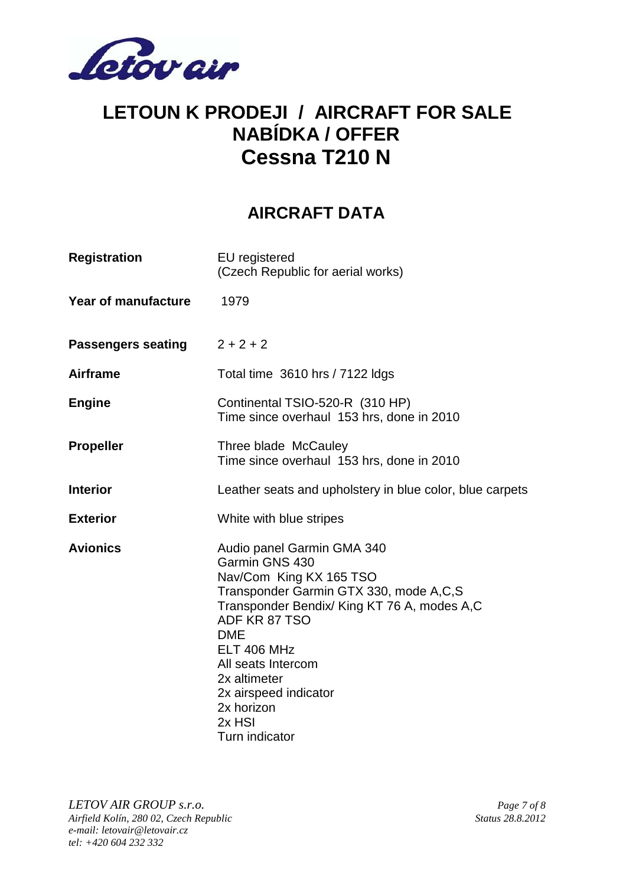# LETOUN K PRODEJI / AIRCRAFT FOR SALE
# NABÍDKA / OFFER
# Cessna T210 N

## AIRCRAFT DATA

| | |
|---|---|
| **Registration** | EU registered<br>(Czech Republic for aerial works) |
| **Year of manufacture** | 1979 |
| **Passengers seating** | 2 + 2 + 2 |
| **Airframe** | Total time 3610 hrs / 7122 ldgs |
| **Engine** | Continental TSIO-520-R (310 HP)<br>Time since overhaul 153 hrs, done in 2010 |
| **Propeller** | Three blade McCauley<br>Time since overhaul 153 hrs, done in 2010 |
| **Interior** | Leather seats and upholstery in blue color, blue carpets |
| **Exterior** | White with blue stripes |
| **Avionics** | Audio panel Garmin GMA 340<br>Garmin GNS 430<br>Nav/Com King KX 165 TSO<br>Transponder Garmin GTX 330, mode A,C,S<br>Transponder Bendix/ King KT 76 A, modes A,C<br>ADF KR 87 TSO<br>DME<br>ELT 406 MHz<br>All seats Intercom<br>2x altimeter<br>2x airspeed indicator<br>2x horizon<br>2x HSI<br>Turn indicator |

*LETOV AIR GROUP s.r.o.*
*Airfield Kolín, 280 02, Czech Republic*
*e-mail: letovair@letovair.cz*
*tel: +420 604 232 332*

*Status 28.8.2012*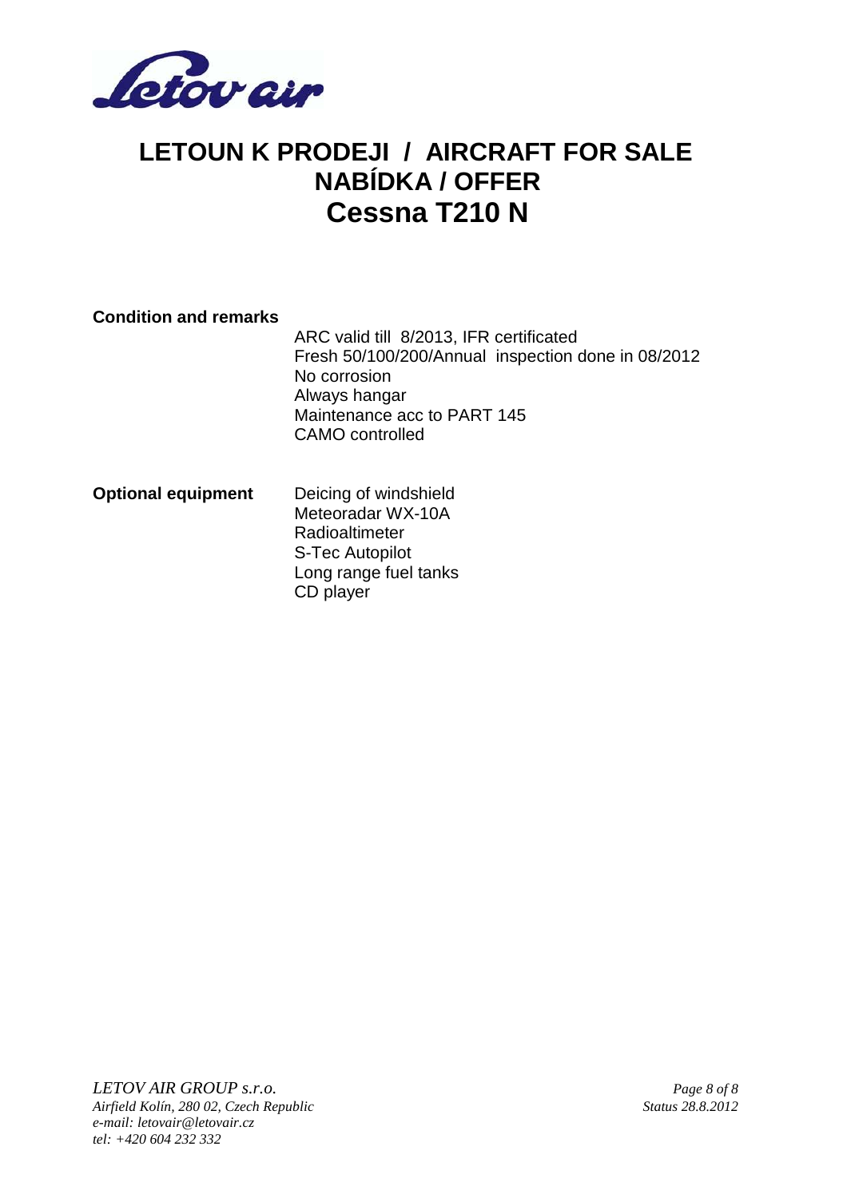# LETOUN K PRODEJI / AIRCRAFT FOR SALE
# NABÍDKA / OFFER
# Cessna T210 N

**Condition and remarks**

ARC valid till 8/2013, IFR certificated
Fresh 50/100/200/Annual inspection done in 08/2012
No corrosion
Always hangar
Maintenance acc to PART 145
CAMO controlled

**Optional equipment**

Deicing of windshield
Meteoradar WX-10A
Radioaltimeter
S-Tec Autopilot
Long range fuel tanks
CD player

*LETOV AIR GROUP s.r.o.*
*Airfield Kolín, 280 02, Czech Republic*
*e-mail: letovair@letovair.cz*
*tel: +420 604 232 332*

*Status 28.8.2012*